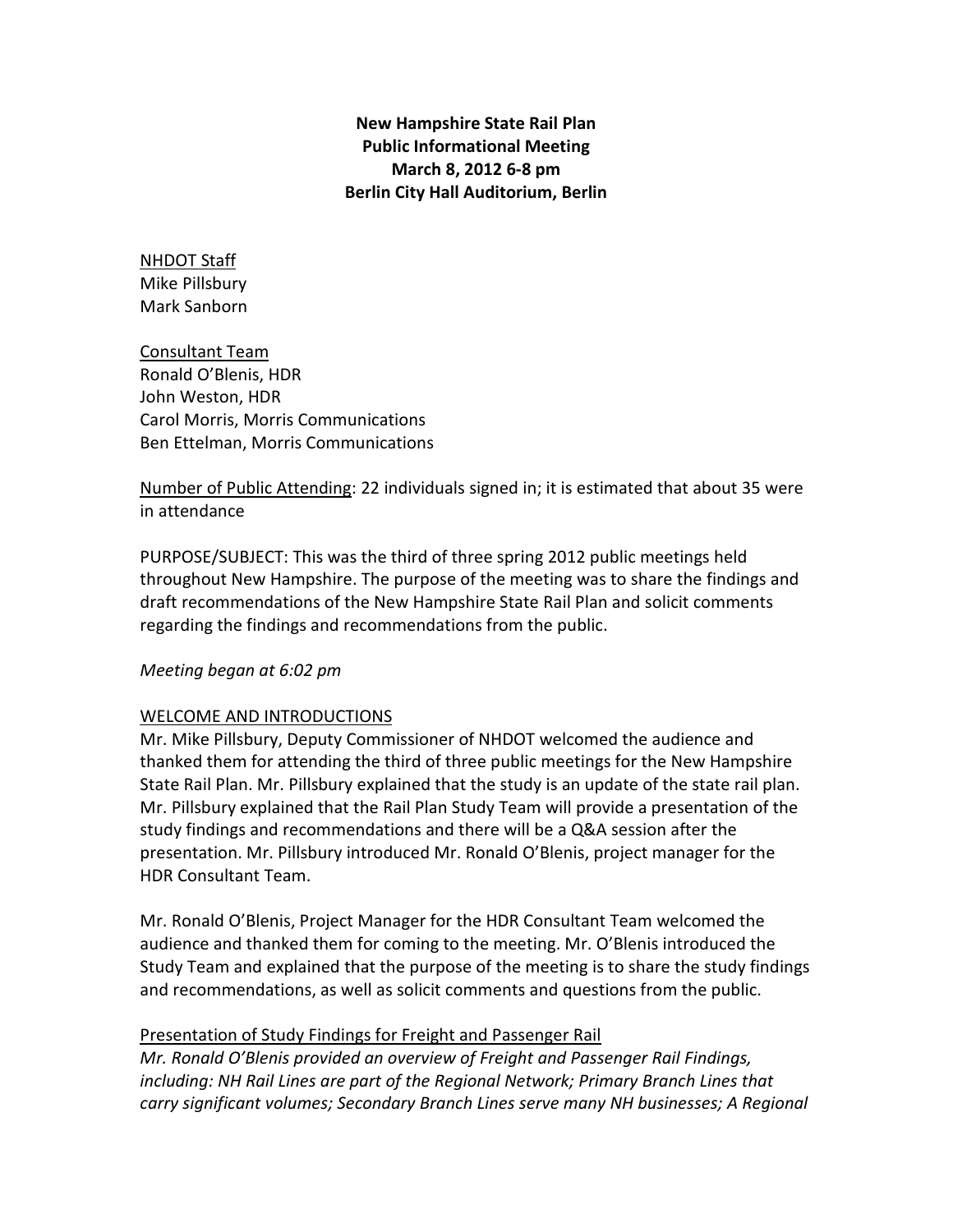# New Hampshire State Rail Plan
## Public Informational Meeting
## March 8, 2012 6-8 pm
## Berlin City Hall Auditorium, Berlin

<u>NHDOT Staff</u>
Mike Pillsbury
Mark Sanborn

<u>Consultant Team</u>
Ronald O'Blenis, HDR
John Weston, HDR
Carol Morris, Morris Communications
Ben Ettelman, Morris Communications

<u>Number of Public Attending</u>: 22 individuals signed in; it is estimated that about 35 were in attendance

PURPOSE/SUBJECT: This was the third of three spring 2012 public meetings held throughout New Hampshire. The purpose of the meeting was to share the findings and draft recommendations of the New Hampshire State Rail Plan and solicit comments regarding the findings and recommendations from the public.

*Meeting began at 6:02 pm*

<u>WELCOME AND INTRODUCTIONS</u>
Mr. Mike Pillsbury, Deputy Commissioner of NHDOT welcomed the audience and thanked them for attending the third of three public meetings for the New Hampshire State Rail Plan. Mr. Pillsbury explained that the study is an update of the state rail plan. Mr. Pillsbury explained that the Rail Plan Study Team will provide a presentation of the study findings and recommendations and there will be a Q&A session after the presentation. Mr. Pillsbury introduced Mr. Ronald O'Blenis, project manager for the HDR Consultant Team.

Mr. Ronald O'Blenis, Project Manager for the HDR Consultant Team welcomed the audience and thanked them for coming to the meeting. Mr. O'Blenis introduced the Study Team and explained that the purpose of the meeting is to share the study findings and recommendations, as well as solicit comments and questions from the public.

<u>Presentation of Study Findings for Freight and Passenger Rail</u>
*Mr. Ronald O'Blenis provided an overview of Freight and Passenger Rail Findings, including: NH Rail Lines are part of the Regional Network; Primary Branch Lines that carry significant volumes; Secondary Branch Lines serve many NH businesses; A Regional*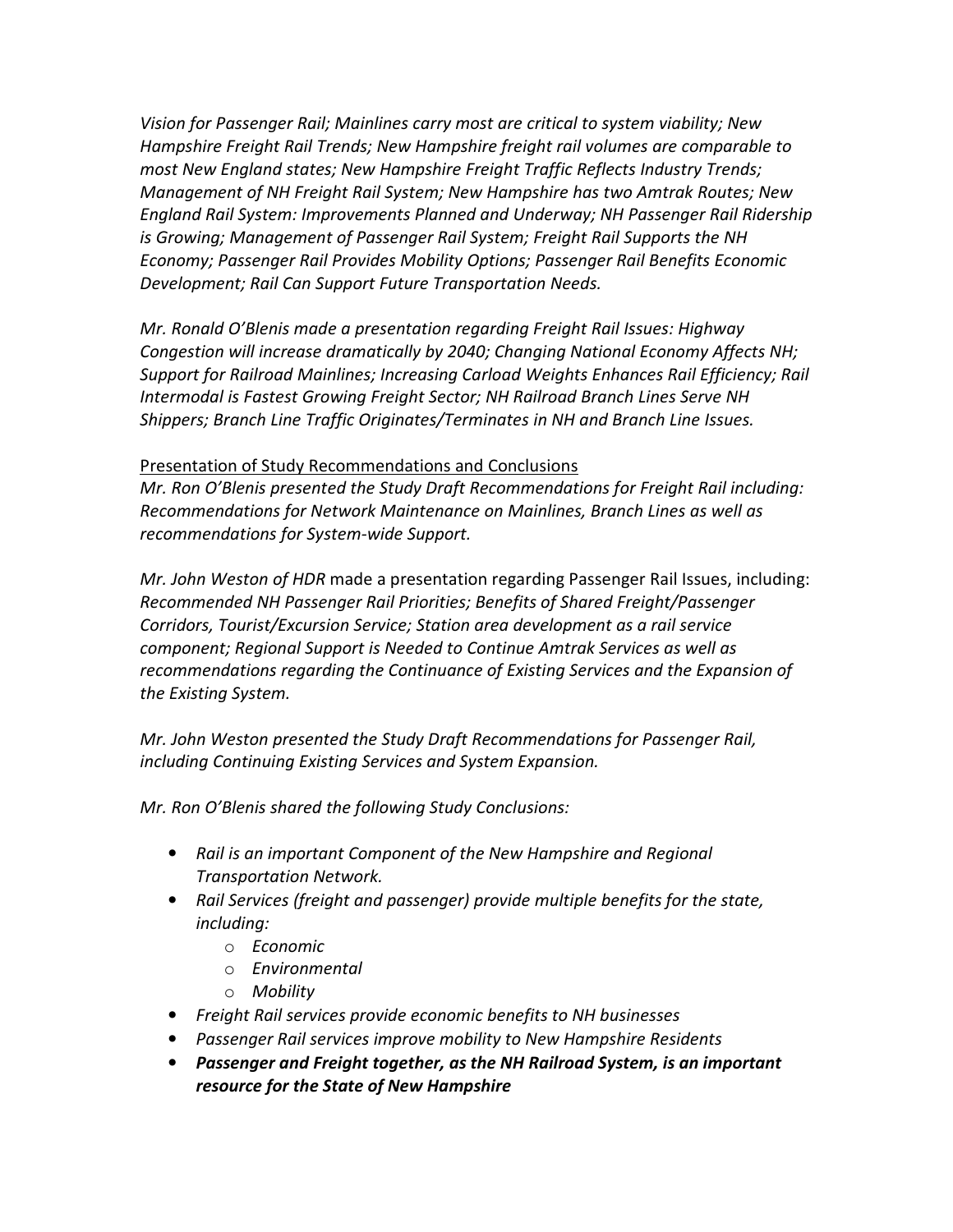*Vision for Passenger Rail; Mainlines carry most are critical to system viability; New Hampshire Freight Rail Trends; New Hampshire freight rail volumes are comparable to most New England states; New Hampshire Freight Traffic Reflects Industry Trends; Management of NH Freight Rail System; New Hampshire has two Amtrak Routes; New England Rail System: Improvements Planned and Underway; NH Passenger Rail Ridership is Growing; Management of Passenger Rail System; Freight Rail Supports the NH Economy; Passenger Rail Provides Mobility Options; Passenger Rail Benefits Economic Development; Rail Can Support Future Transportation Needs.*

*Mr. Ronald O'Blenis made a presentation regarding Freight Rail Issues: Highway Congestion will increase dramatically by 2040; Changing National Economy Affects NH; Support for Railroad Mainlines; Increasing Carload Weights Enhances Rail Efficiency; Rail Intermodal is Fastest Growing Freight Sector; NH Railroad Branch Lines Serve NH Shippers; Branch Line Traffic Originates/Terminates in NH and Branch Line Issues.*

<u>Presentation of Study Recommendations and Conclusions</u>

*Mr. Ron O'Blenis presented the Study Draft Recommendations for Freight Rail including: Recommendations for Network Maintenance on Mainlines, Branch Lines as well as recommendations for System-wide Support.*

*Mr. John Weston of HDR* made a presentation regarding Passenger Rail Issues, including: *Recommended NH Passenger Rail Priorities; Benefits of Shared Freight/Passenger Corridors, Tourist/Excursion Service; Station area development as a rail service component; Regional Support is Needed to Continue Amtrak Services as well as recommendations regarding the Continuance of Existing Services and the Expansion of the Existing System.*

*Mr. John Weston presented the Study Draft Recommendations for Passenger Rail, including Continuing Existing Services and System Expansion.*

*Mr. Ron O'Blenis shared the following Study Conclusions:*

- *Rail is an important Component of the New Hampshire and Regional Transportation Network.*
- *Rail Services (freight and passenger) provide multiple benefits for the state, including:*
  - *Economic*
  - *Environmental*
  - *Mobility*
- *Freight Rail services provide economic benefits to NH businesses*
- *Passenger Rail services improve mobility to New Hampshire Residents*
- ***Passenger and Freight together, as the NH Railroad System, is an important resource for the State of New Hampshire***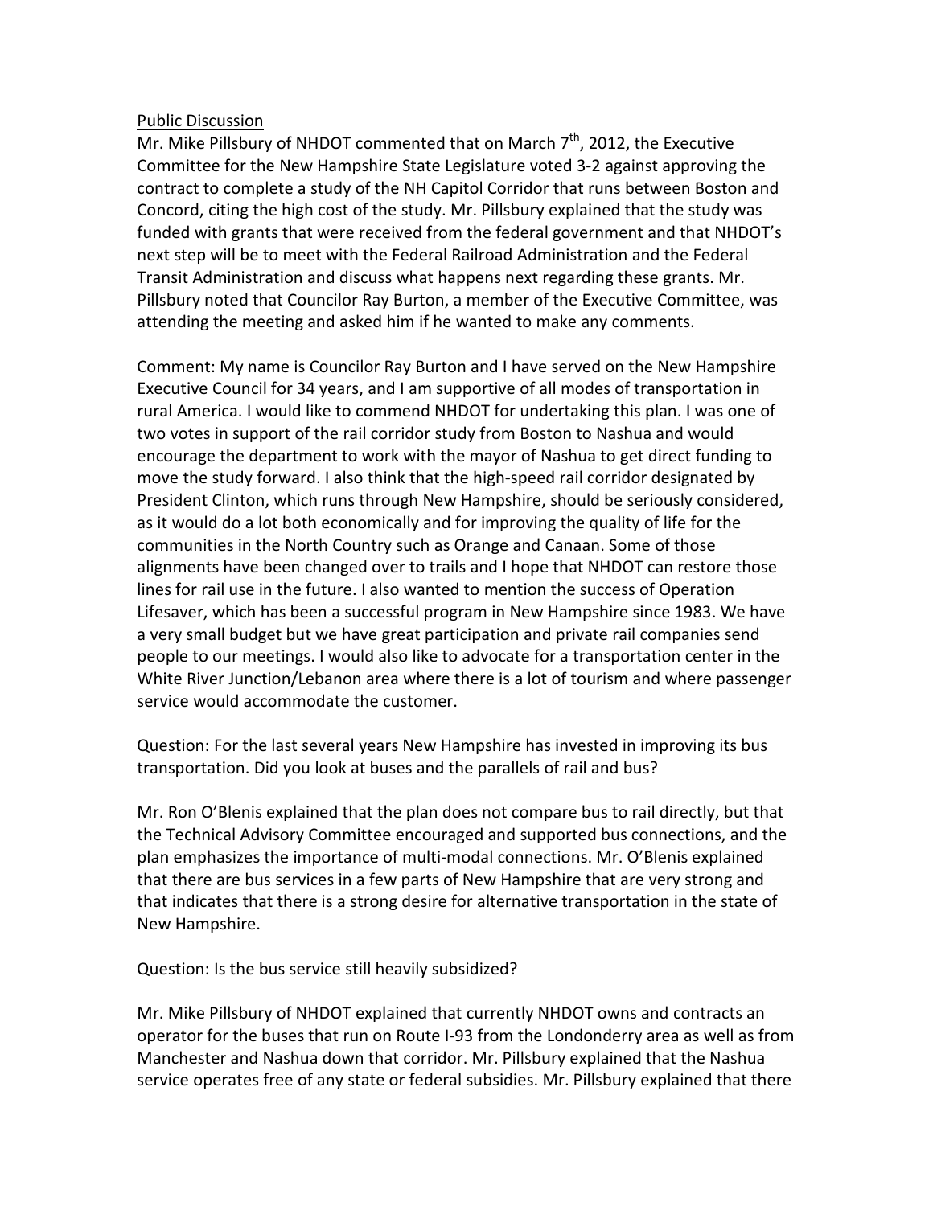Public Discussion

Mr. Mike Pillsbury of NHDOT commented that on March 7th, 2012, the Executive Committee for the New Hampshire State Legislature voted 3-2 against approving the contract to complete a study of the NH Capitol Corridor that runs between Boston and Concord, citing the high cost of the study. Mr. Pillsbury explained that the study was funded with grants that were received from the federal government and that NHDOT's next step will be to meet with the Federal Railroad Administration and the Federal Transit Administration and discuss what happens next regarding these grants. Mr. Pillsbury noted that Councilor Ray Burton, a member of the Executive Committee, was attending the meeting and asked him if he wanted to make any comments.

Comment: My name is Councilor Ray Burton and I have served on the New Hampshire Executive Council for 34 years, and I am supportive of all modes of transportation in rural America. I would like to commend NHDOT for undertaking this plan. I was one of two votes in support of the rail corridor study from Boston to Nashua and would encourage the department to work with the mayor of Nashua to get direct funding to move the study forward. I also think that the high-speed rail corridor designated by President Clinton, which runs through New Hampshire, should be seriously considered, as it would do a lot both economically and for improving the quality of life for the communities in the North Country such as Orange and Canaan. Some of those alignments have been changed over to trails and I hope that NHDOT can restore those lines for rail use in the future. I also wanted to mention the success of Operation Lifesaver, which has been a successful program in New Hampshire since 1983. We have a very small budget but we have great participation and private rail companies send people to our meetings. I would also like to advocate for a transportation center in the White River Junction/Lebanon area where there is a lot of tourism and where passenger service would accommodate the customer.

Question: For the last several years New Hampshire has invested in improving its bus transportation. Did you look at buses and the parallels of rail and bus?

Mr. Ron O'Blenis explained that the plan does not compare bus to rail directly, but that the Technical Advisory Committee encouraged and supported bus connections, and the plan emphasizes the importance of multi-modal connections. Mr. O'Blenis explained that there are bus services in a few parts of New Hampshire that are very strong and that indicates that there is a strong desire for alternative transportation in the state of New Hampshire.

Question: Is the bus service still heavily subsidized?

Mr. Mike Pillsbury of NHDOT explained that currently NHDOT owns and contracts an operator for the buses that run on Route I-93 from the Londonderry area as well as from Manchester and Nashua down that corridor. Mr. Pillsbury explained that the Nashua service operates free of any state or federal subsidies. Mr. Pillsbury explained that there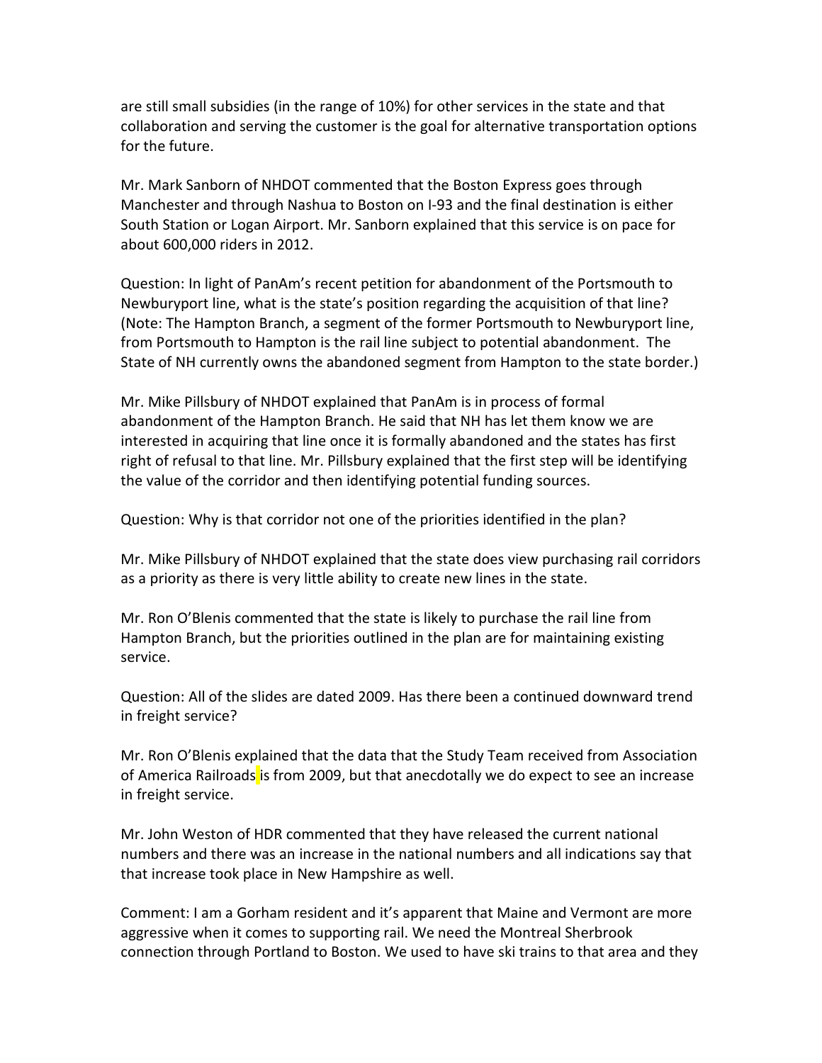are still small subsidies (in the range of 10%) for other services in the state and that collaboration and serving the customer is the goal for alternative transportation options for the future.

Mr. Mark Sanborn of NHDOT commented that the Boston Express goes through Manchester and through Nashua to Boston on I-93 and the final destination is either South Station or Logan Airport. Mr. Sanborn explained that this service is on pace for about 600,000 riders in 2012.

Question: In light of PanAm's recent petition for abandonment of the Portsmouth to Newburyport line, what is the state's position regarding the acquisition of that line? (Note: The Hampton Branch, a segment of the former Portsmouth to Newburyport line, from Portsmouth to Hampton is the rail line subject to potential abandonment. The State of NH currently owns the abandoned segment from Hampton to the state border.)

Mr. Mike Pillsbury of NHDOT explained that PanAm is in process of formal abandonment of the Hampton Branch. He said that NH has let them know we are interested in acquiring that line once it is formally abandoned and the states has first right of refusal to that line. Mr. Pillsbury explained that the first step will be identifying the value of the corridor and then identifying potential funding sources.

Question: Why is that corridor not one of the priorities identified in the plan?

Mr. Mike Pillsbury of NHDOT explained that the state does view purchasing rail corridors as a priority as there is very little ability to create new lines in the state.

Mr. Ron O'Blenis commented that the state is likely to purchase the rail line from Hampton Branch, but the priorities outlined in the plan are for maintaining existing service.

Question: All of the slides are dated 2009. Has there been a continued downward trend in freight service?

Mr. Ron O'Blenis explained that the data that the Study Team received from Association of America Railroads is from 2009, but that anecdotally we do expect to see an increase in freight service.

Mr. John Weston of HDR commented that they have released the current national numbers and there was an increase in the national numbers and all indications say that that increase took place in New Hampshire as well.

Comment: I am a Gorham resident and it's apparent that Maine and Vermont are more aggressive when it comes to supporting rail. We need the Montreal Sherbrook connection through Portland to Boston. We used to have ski trains to that area and they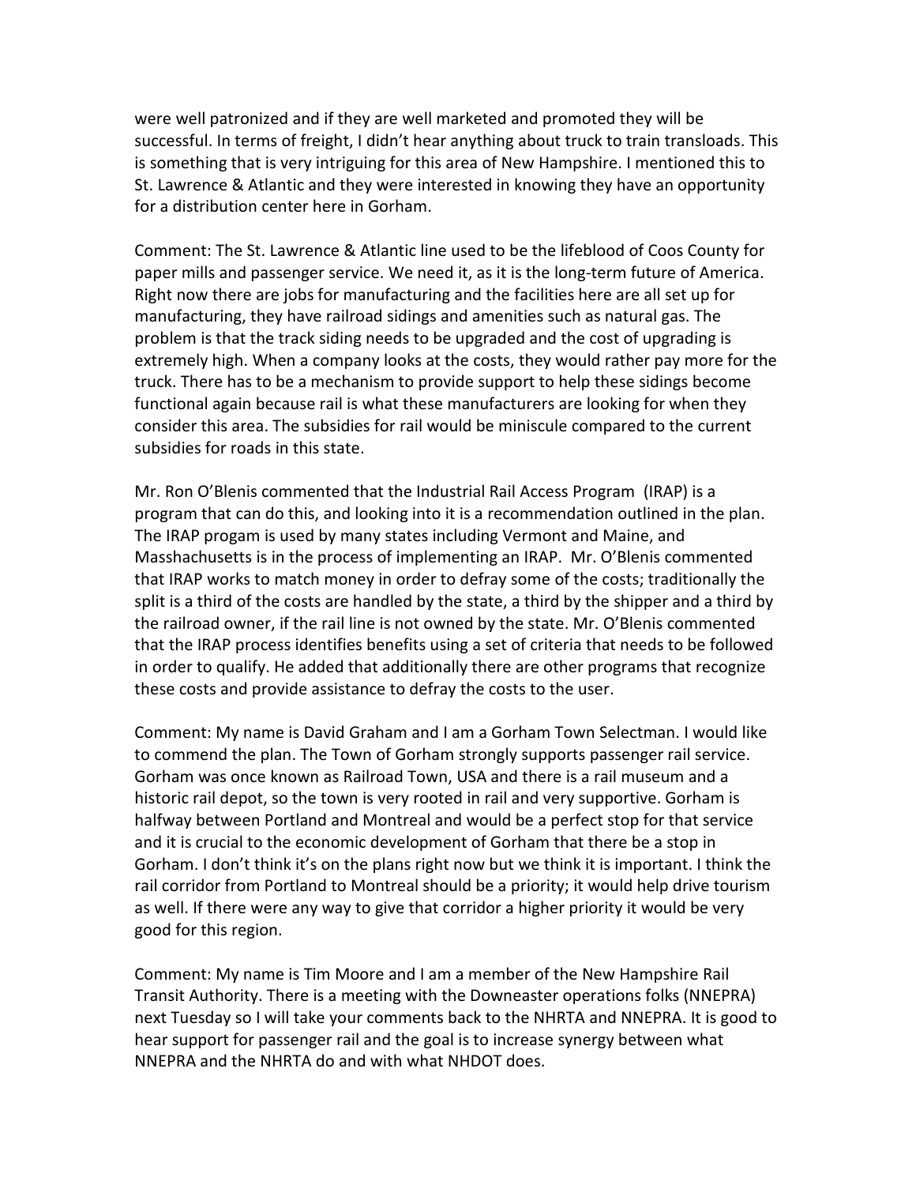were well patronized and if they are well marketed and promoted they will be successful. In terms of freight, I didn't hear anything about truck to train transloads. This is something that is very intriguing for this area of New Hampshire. I mentioned this to St. Lawrence & Atlantic and they were interested in knowing they have an opportunity for a distribution center here in Gorham.

Comment: The St. Lawrence & Atlantic line used to be the lifeblood of Coos County for paper mills and passenger service. We need it, as it is the long-term future of America. Right now there are jobs for manufacturing and the facilities here are all set up for manufacturing, they have railroad sidings and amenities such as natural gas. The problem is that the track siding needs to be upgraded and the cost of upgrading is extremely high. When a company looks at the costs, they would rather pay more for the truck. There has to be a mechanism to provide support to help these sidings become functional again because rail is what these manufacturers are looking for when they consider this area. The subsidies for rail would be miniscule compared to the current subsidies for roads in this state.

Mr. Ron O'Blenis commented that the Industrial Rail Access Program (IRAP) is a program that can do this, and looking into it is a recommendation outlined in the plan. The IRAP progam is used by many states including Vermont and Maine, and Masshachusetts is in the process of implementing an IRAP. Mr. O'Blenis commented that IRAP works to match money in order to defray some of the costs; traditionally the split is a third of the costs are handled by the state, a third by the shipper and a third by the railroad owner, if the rail line is not owned by the state. Mr. O'Blenis commented that the IRAP process identifies benefits using a set of criteria that needs to be followed in order to qualify. He added that additionally there are other programs that recognize these costs and provide assistance to defray the costs to the user.

Comment: My name is David Graham and I am a Gorham Town Selectman. I would like to commend the plan. The Town of Gorham strongly supports passenger rail service. Gorham was once known as Railroad Town, USA and there is a rail museum and a historic rail depot, so the town is very rooted in rail and very supportive. Gorham is halfway between Portland and Montreal and would be a perfect stop for that service and it is crucial to the economic development of Gorham that there be a stop in Gorham. I don't think it's on the plans right now but we think it is important. I think the rail corridor from Portland to Montreal should be a priority; it would help drive tourism as well. If there were any way to give that corridor a higher priority it would be very good for this region.

Comment: My name is Tim Moore and I am a member of the New Hampshire Rail Transit Authority. There is a meeting with the Downeaster operations folks (NNEPRA) next Tuesday so I will take your comments back to the NHRTA and NNEPRA. It is good to hear support for passenger rail and the goal is to increase synergy between what NNEPRA and the NHRTA do and with what NHDOT does.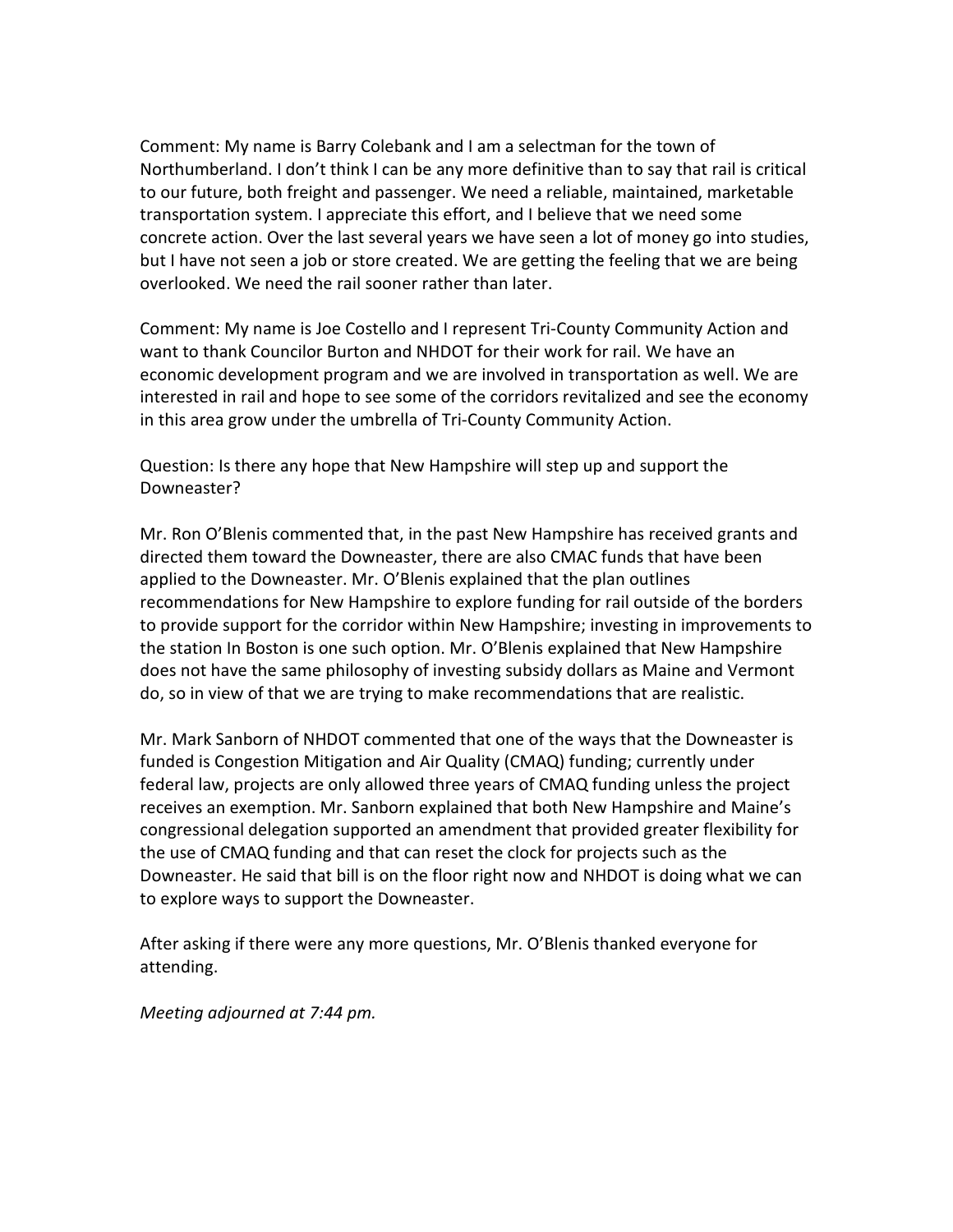Comment: My name is Barry Colebank and I am a selectman for the town of Northumberland. I don't think I can be any more definitive than to say that rail is critical to our future, both freight and passenger. We need a reliable, maintained, marketable transportation system. I appreciate this effort, and I believe that we need some concrete action. Over the last several years we have seen a lot of money go into studies, but I have not seen a job or store created. We are getting the feeling that we are being overlooked. We need the rail sooner rather than later.

Comment: My name is Joe Costello and I represent Tri-County Community Action and want to thank Councilor Burton and NHDOT for their work for rail. We have an economic development program and we are involved in transportation as well. We are interested in rail and hope to see some of the corridors revitalized and see the economy in this area grow under the umbrella of Tri-County Community Action.

Question: Is there any hope that New Hampshire will step up and support the Downeaster?

Mr. Ron O'Blenis commented that, in the past New Hampshire has received grants and directed them toward the Downeaster, there are also CMAC funds that have been applied to the Downeaster. Mr. O'Blenis explained that the plan outlines recommendations for New Hampshire to explore funding for rail outside of the borders to provide support for the corridor within New Hampshire; investing in improvements to the station In Boston is one such option. Mr. O'Blenis explained that New Hampshire does not have the same philosophy of investing subsidy dollars as Maine and Vermont do, so in view of that we are trying to make recommendations that are realistic.

Mr. Mark Sanborn of NHDOT commented that one of the ways that the Downeaster is funded is Congestion Mitigation and Air Quality (CMAQ) funding; currently under federal law, projects are only allowed three years of CMAQ funding unless the project receives an exemption. Mr. Sanborn explained that both New Hampshire and Maine's congressional delegation supported an amendment that provided greater flexibility for the use of CMAQ funding and that can reset the clock for projects such as the Downeaster. He said that bill is on the floor right now and NHDOT is doing what we can to explore ways to support the Downeaster.

After asking if there were any more questions, Mr. O'Blenis thanked everyone for attending.

*Meeting adjourned at 7:44 pm.*